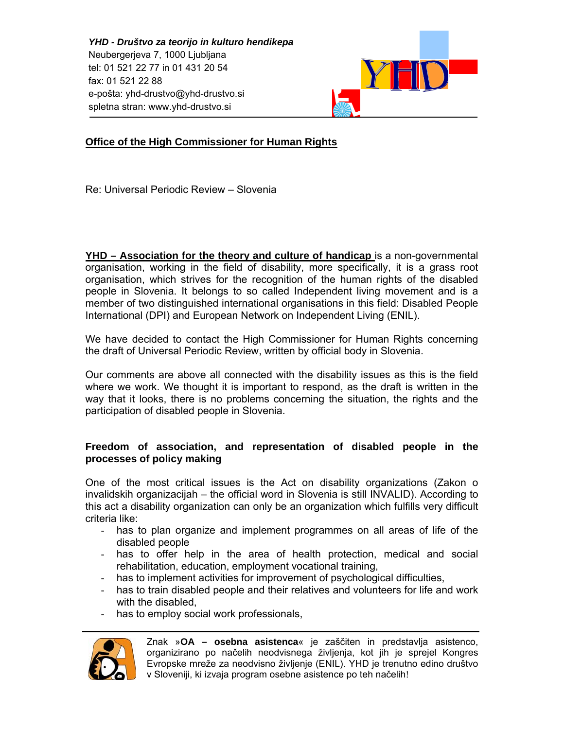*YHD - Društvo za teorijo in kulturo hendikepa*
Neubergerjeva 7, 1000 Ljubljana
tel: 01 521 22 77 in 01 431 20 54
fax: 01 521 22 88
e-pošta: yhd-drustvo@yhd-drustvo.si
spletna stran: www.yhd-drustvo.si

**Office of the High Commissioner for Human Rights**

Re: Universal Periodic Review – Slovenia

**YHD – Association for the theory and culture of handicap** is a non-governmental organisation, working in the field of disability, more specifically, it is a grass root organisation, which strives for the recognition of the human rights of the disabled people in Slovenia. It belongs to so called Independent living movement and is a member of two distinguished international organisations in this field: Disabled People International (DPI) and European Network on Independent Living (ENIL).

We have decided to contact the High Commissioner for Human Rights concerning the draft of Universal Periodic Review, written by official body in Slovenia.

Our comments are above all connected with the disability issues as this is the field where we work. We thought it is important to respond, as the draft is written in the way that it looks, there is no problems concerning the situation, the rights and the participation of disabled people in Slovenia.

**Freedom of association, and representation of disabled people in the processes of policy making**

One of the most critical issues is the Act on disability organizations (Zakon o invalidskih organizacijah – the official word in Slovenia is still INVALID). According to this act a disability organization can only be an organization which fulfills very difficult criteria like:

- has to plan organize and implement programmes on all areas of life of the disabled people
- has to offer help in the area of health protection, medical and social rehabilitation, education, employment vocational training,
- has to implement activities for improvement of psychological difficulties,
- has to train disabled people and their relatives and volunteers for life and work with the disabled,
- has to employ social work professionals,

Znak »**OA – osebna asistenca**« je zaščiten in predstavlja asistenco, organizirano po načelih neodvisnega življenja, kot jih je sprejel Kongres Evropske mreže za neodvisno življenje (ENIL). YHD je trenutno edino društvo v Sloveniji, ki izvaja program osebne asistence po teh načelih!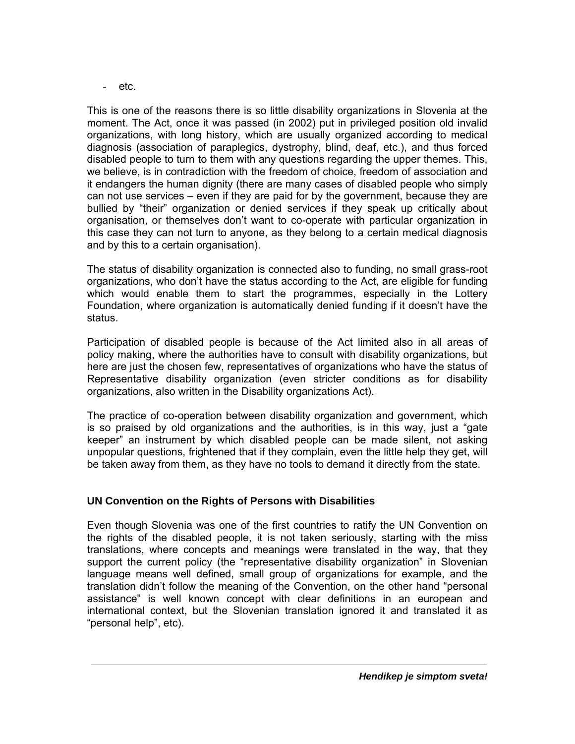- etc.

This is one of the reasons there is so little disability organizations in Slovenia at the moment. The Act, once it was passed (in 2002) put in privileged position old invalid organizations, with long history, which are usually organized according to medical diagnosis (association of paraplegics, dystrophy, blind, deaf, etc.), and thus forced disabled people to turn to them with any questions regarding the upper themes. This, we believe, is in contradiction with the freedom of choice, freedom of association and it endangers the human dignity (there are many cases of disabled people who simply can not use services – even if they are paid for by the government, because they are bullied by "their" organization or denied services if they speak up critically about organisation, or themselves don't want to co-operate with particular organization in this case they can not turn to anyone, as they belong to a certain medical diagnosis and by this to a certain organisation).

The status of disability organization is connected also to funding, no small grass-root organizations, who don't have the status according to the Act, are eligible for funding which would enable them to start the programmes, especially in the Lottery Foundation, where organization is automatically denied funding if it doesn't have the status.

Participation of disabled people is because of the Act limited also in all areas of policy making, where the authorities have to consult with disability organizations, but here are just the chosen few, representatives of organizations who have the status of Representative disability organization (even stricter conditions as for disability organizations, also written in the Disability organizations Act).

The practice of co-operation between disability organization and government, which is so praised by old organizations and the authorities, is in this way, just a "gate keeper" an instrument by which disabled people can be made silent, not asking unpopular questions, frightened that if they complain, even the little help they get, will be taken away from them, as they have no tools to demand it directly from the state.

### UN Convention on the Rights of Persons with Disabilities

Even though Slovenia was one of the first countries to ratify the UN Convention on the rights of the disabled people, it is not taken seriously, starting with the miss translations, where concepts and meanings were translated in the way, that they support the current policy (the "representative disability organization" in Slovenian language means well defined, small group of organizations for example, and the translation didn't follow the meaning of the Convention, on the other hand "personal assistance" is well known concept with clear definitions in an european and international context, but the Slovenian translation ignored it and translated it as "personal help", etc).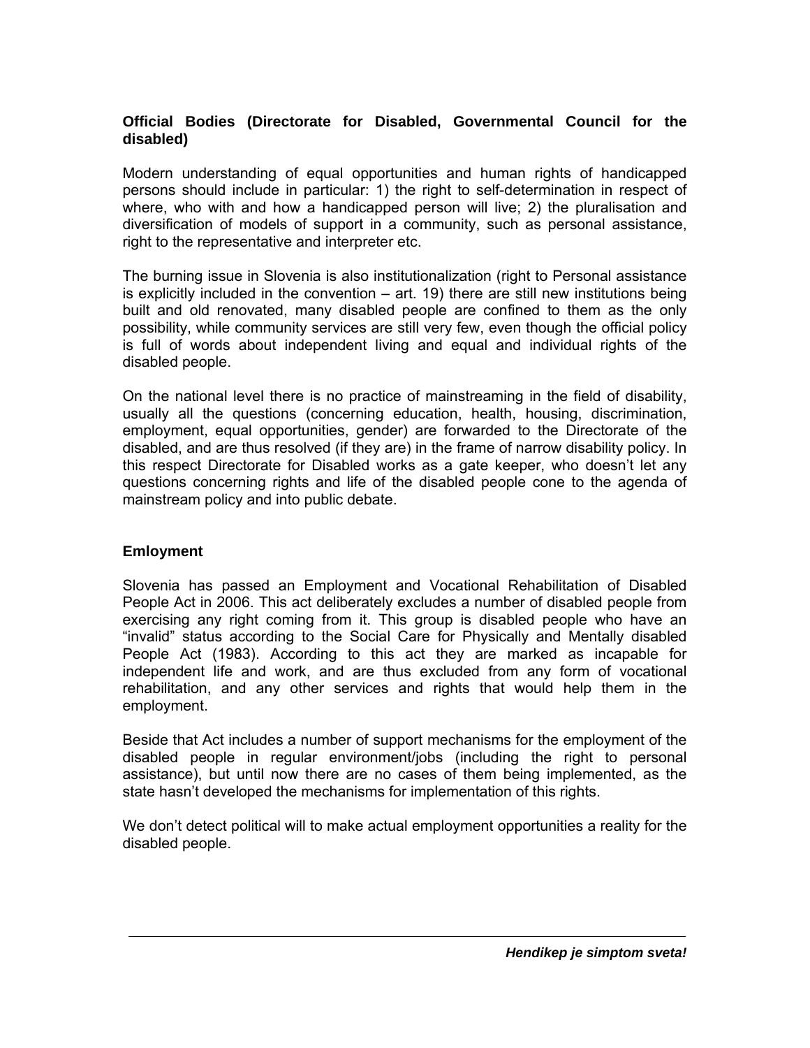**Official Bodies (Directorate for Disabled, Governmental Council for the disabled)**

Modern understanding of equal opportunities and human rights of handicapped persons should include in particular: 1) the right to self-determination in respect of where, who with and how a handicapped person will live; 2) the pluralisation and diversification of models of support in a community, such as personal assistance, right to the representative and interpreter etc.

The burning issue in Slovenia is also institutionalization (right to Personal assistance is explicitly included in the convention – art. 19) there are still new institutions being built and old renovated, many disabled people are confined to them as the only possibility, while community services are still very few, even though the official policy is full of words about independent living and equal and individual rights of the disabled people.

On the national level there is no practice of mainstreaming in the field of disability, usually all the questions (concerning education, health, housing, discrimination, employment, equal opportunities, gender) are forwarded to the Directorate of the disabled, and are thus resolved (if they are) in the frame of narrow disability policy. In this respect Directorate for Disabled works as a gate keeper, who doesn't let any questions concerning rights and life of the disabled people cone to the agenda of mainstream policy and into public debate.

**Emloyment**

Slovenia has passed an Employment and Vocational Rehabilitation of Disabled People Act in 2006. This act deliberately excludes a number of disabled people from exercising any right coming from it. This group is disabled people who have an "invalid" status according to the Social Care for Physically and Mentally disabled People Act (1983). According to this act they are marked as incapable for independent life and work, and are thus excluded from any form of vocational rehabilitation, and any other services and rights that would help them in the employment.

Beside that Act includes a number of support mechanisms for the employment of the disabled people in regular environment/jobs (including the right to personal assistance), but until now there are no cases of them being implemented, as the state hasn't developed the mechanisms for implementation of this rights.

We don't detect political will to make actual employment opportunities a reality for the disabled people.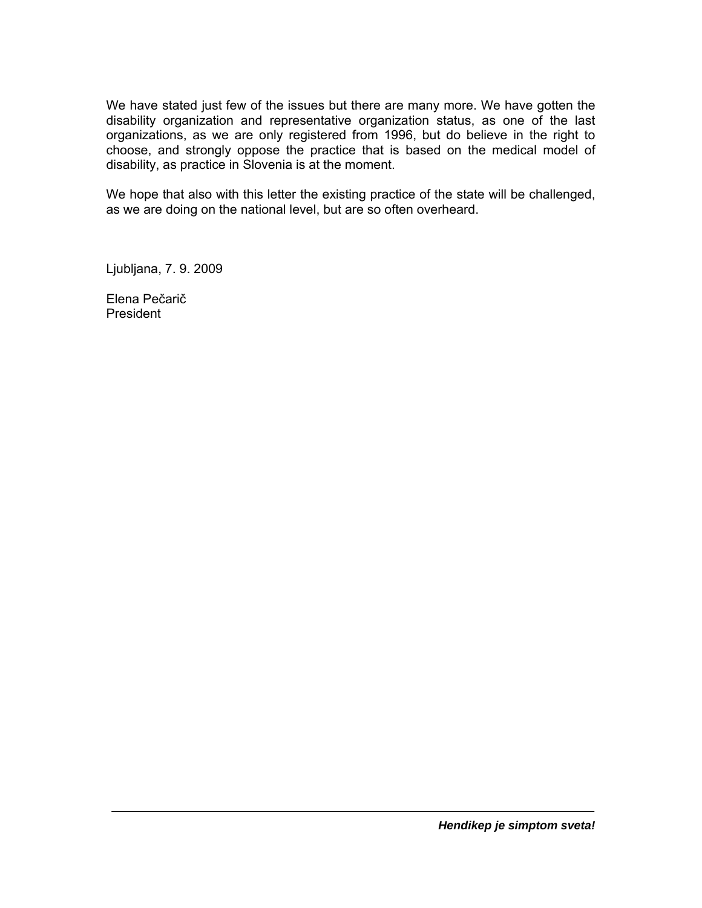We have stated just few of the issues but there are many more. We have gotten the disability organization and representative organization status, as one of the last organizations, as we are only registered from 1996, but do believe in the right to choose, and strongly oppose the practice that is based on the medical model of disability, as practice in Slovenia is at the moment.

We hope that also with this letter the existing practice of the state will be challenged, as we are doing on the national level, but are so often overheard.

Ljubljana, 7. 9. 2009

Elena Pečarič
President